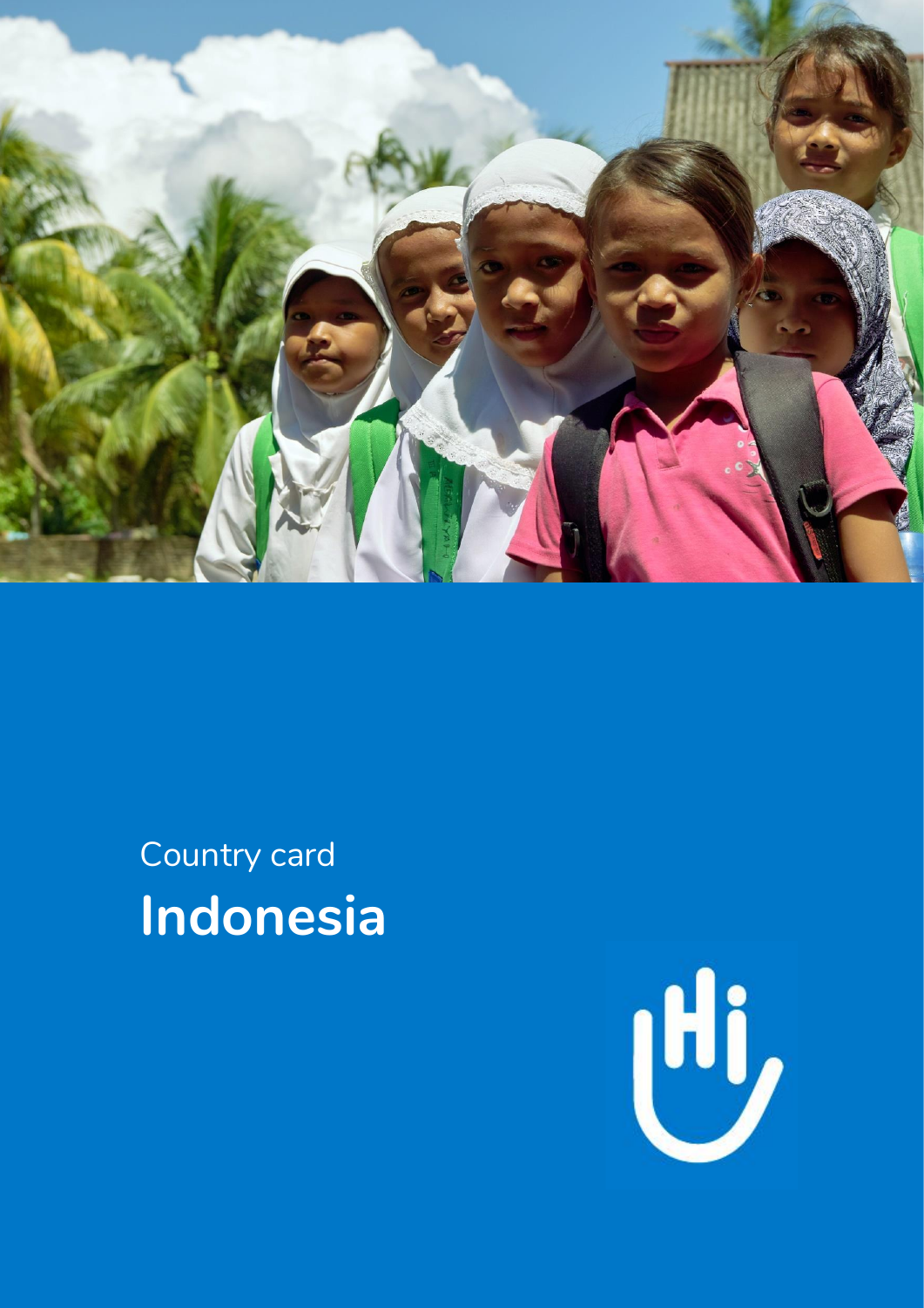Country card

# Indonesia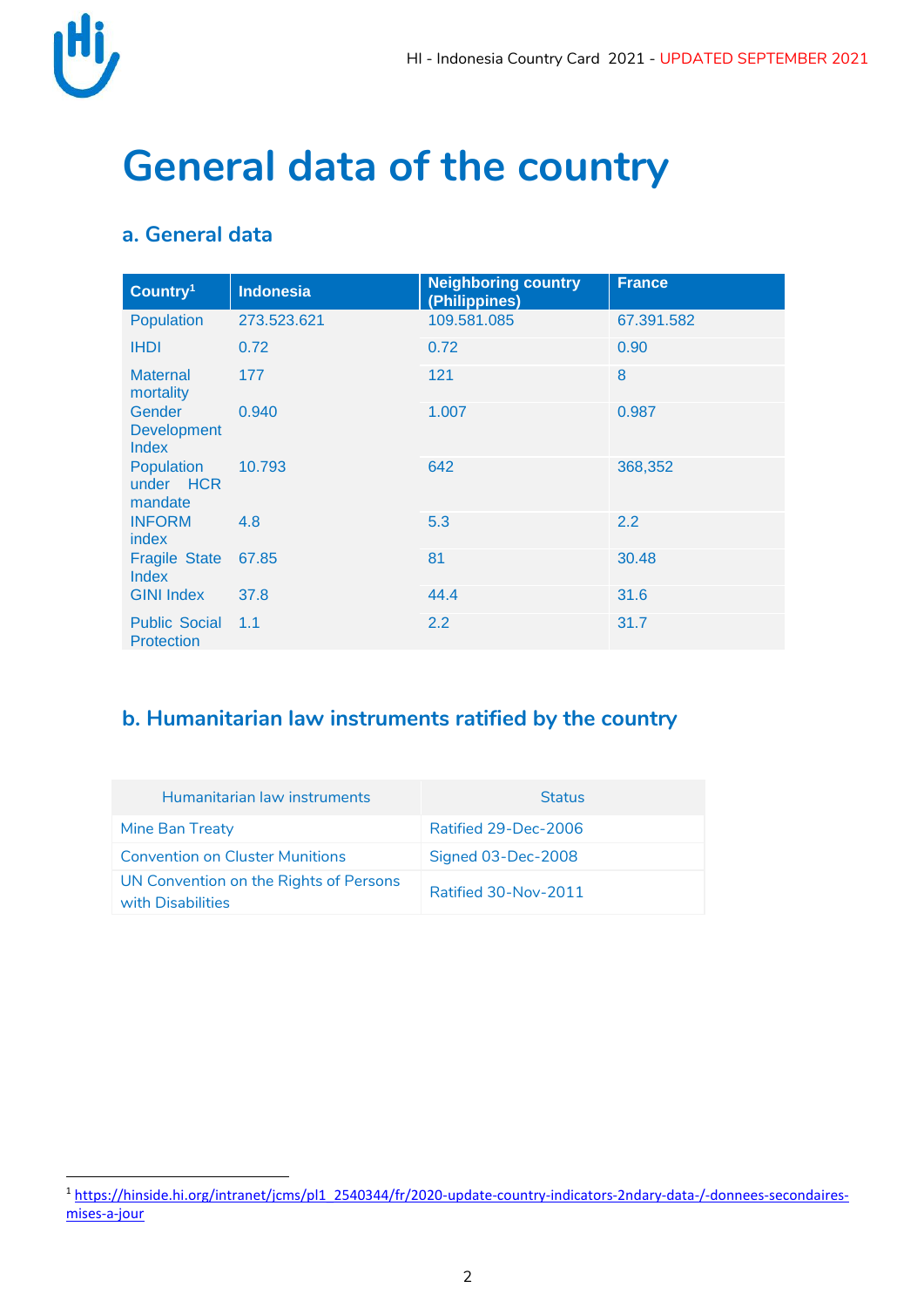# General data of the country

## a. General data

| Country[1] | Indonesia | Neighboring country (Philippines) | France |
|---|---|---|---|
| Population | 273.523.621 | 109.581.085 | 67.391.582 |
| IHDI | 0.72 | 0.72 | 0.90 |
| Maternal mortality | 177 | 121 | 8 |
| Gender Development Index | 0.940 | 1.007 | 0.987 |
| Population under HCR mandate | 10.793 | 642 | 368,352 |
| INFORM index | 4.8 | 5.3 | 2.2 |
| Fragile State Index | 67.85 | 81 | 30.48 |
| GINI Index | 37.8 | 44.4 | 31.6 |
| Public Social Protection | 1.1 | 2.2 | 31.7 |

## b. Humanitarian law instruments ratified by the country

| Humanitarian law instruments | Status |
|---|---|
| Mine Ban Treaty | Ratified 29-Dec-2006 |
| Convention on Cluster Munitions | Signed 03-Dec-2008 |
| UN Convention on the Rights of Persons with Disabilities | Ratified 30-Nov-2011 |

[1] https://hinside.hi.org/intranet/jcms/pl1_2540344/fr/2020-update-country-indicators-2ndary-data-/-donnees-secondaires-mises-a-jour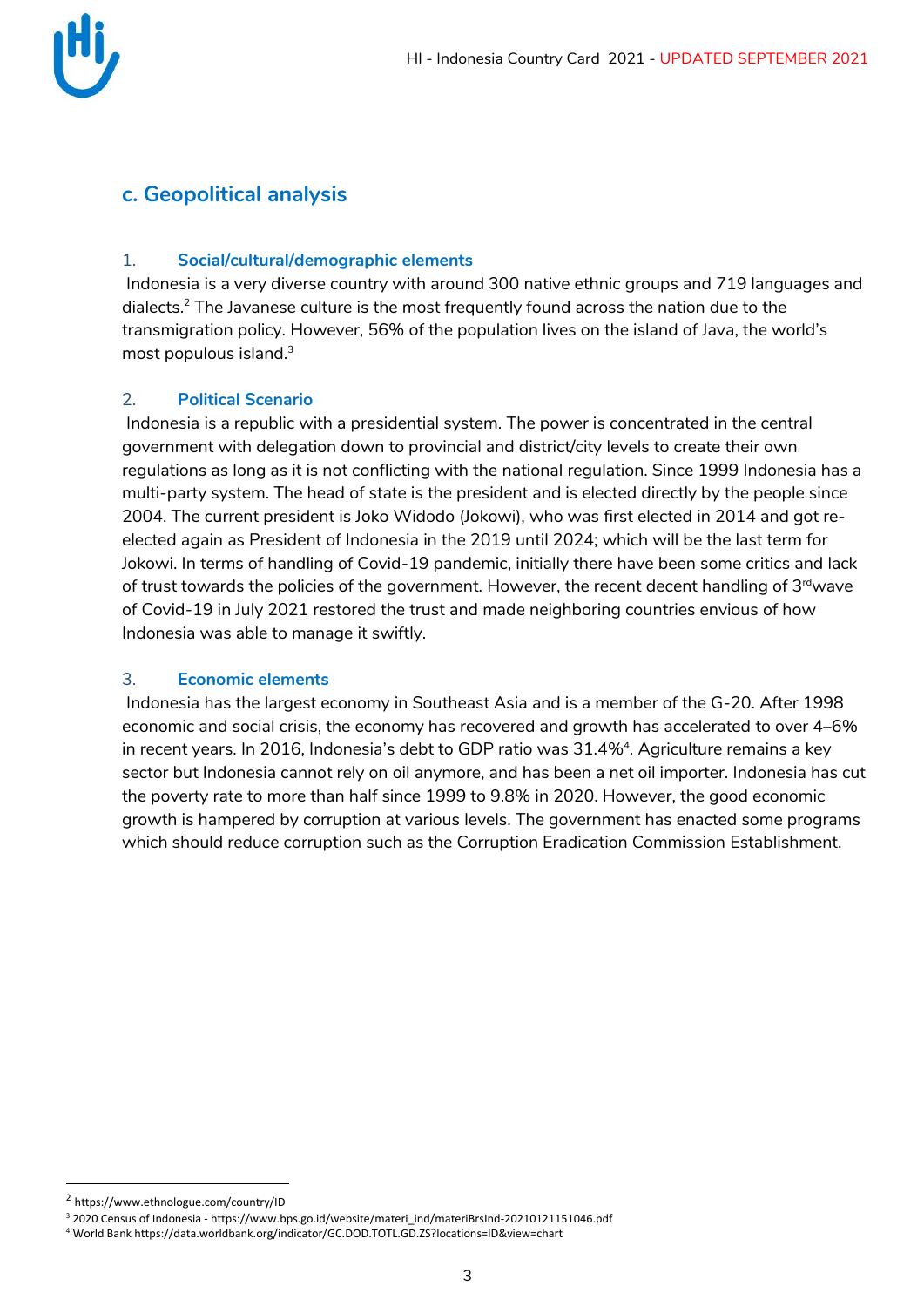## c. Geopolitical analysis

### 1. Social/cultural/demographic elements

Indonesia is a very diverse country with around 300 native ethnic groups and 719 languages and dialects.[2] The Javanese culture is the most frequently found across the nation due to the transmigration policy. However, 56% of the population lives on the island of Java, the world's most populous island.[3]

### 2. Political Scenario

Indonesia is a republic with a presidential system. The power is concentrated in the central government with delegation down to provincial and district/city levels to create their own regulations as long as it is not conflicting with the national regulation. Since 1999 Indonesia has a multi-party system. The head of state is the president and is elected directly by the people since 2004. The current president is Joko Widodo (Jokowi), who was first elected in 2014 and got re-elected again as President of Indonesia in the 2019 until 2024; which will be the last term for Jokowi. In terms of handling of Covid-19 pandemic, initially there have been some critics and lack of trust towards the policies of the government. However, the recent decent handling of 3rd wave of Covid-19 in July 2021 restored the trust and made neighboring countries envious of how Indonesia was able to manage it swiftly.

### 3. Economic elements

Indonesia has the largest economy in Southeast Asia and is a member of the G-20. After 1998 economic and social crisis, the economy has recovered and growth has accelerated to over 4–6% in recent years. In 2016, Indonesia's debt to GDP ratio was 31.4%[4]. Agriculture remains a key sector but Indonesia cannot rely on oil anymore, and has been a net oil importer. Indonesia has cut the poverty rate to more than half since 1999 to 9.8% in 2020. However, the good economic growth is hampered by corruption at various levels. The government has enacted some programs which should reduce corruption such as the Corruption Eradication Commission Establishment.

---

[2] https://www.ethnologue.com/country/ID

[3] 2020 Census of Indonesia - https://www.bps.go.id/website/materi_ind/materiBrsInd-20210121151046.pdf

[4] World Bank https://data.worldbank.org/indicator/GC.DOD.TOTL.GD.ZS?locations=ID&view=chart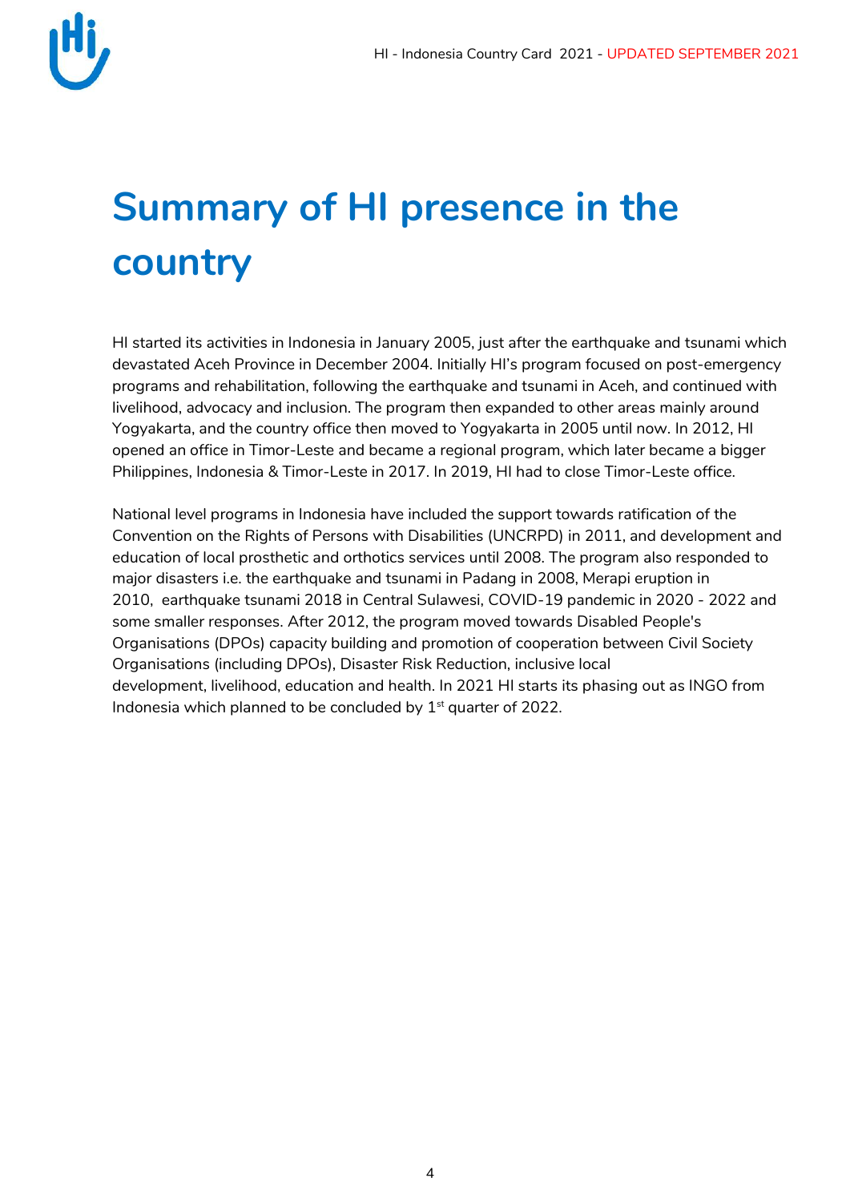# Summary of HI presence in the country

HI started its activities in Indonesia in January 2005, just after the earthquake and tsunami which devastated Aceh Province in December 2004. Initially HI's program focused on post-emergency programs and rehabilitation, following the earthquake and tsunami in Aceh, and continued with livelihood, advocacy and inclusion. The program then expanded to other areas mainly around Yogyakarta, and the country office then moved to Yogyakarta in 2005 until now. In 2012, HI opened an office in Timor-Leste and became a regional program, which later became a bigger Philippines, Indonesia & Timor-Leste in 2017. In 2019, HI had to close Timor-Leste office.

National level programs in Indonesia have included the support towards ratification of the Convention on the Rights of Persons with Disabilities (UNCRPD) in 2011, and development and education of local prosthetic and orthotics services until 2008. The program also responded to major disasters i.e. the earthquake and tsunami in Padang in 2008, Merapi eruption in 2010, earthquake tsunami 2018 in Central Sulawesi, COVID-19 pandemic in 2020 - 2022 and some smaller responses. After 2012, the program moved towards Disabled People's Organisations (DPOs) capacity building and promotion of cooperation between Civil Society Organisations (including DPOs), Disaster Risk Reduction, inclusive local development, livelihood, education and health. In 2021 HI starts its phasing out as INGO from Indonesia which planned to be concluded by 1st quarter of 2022.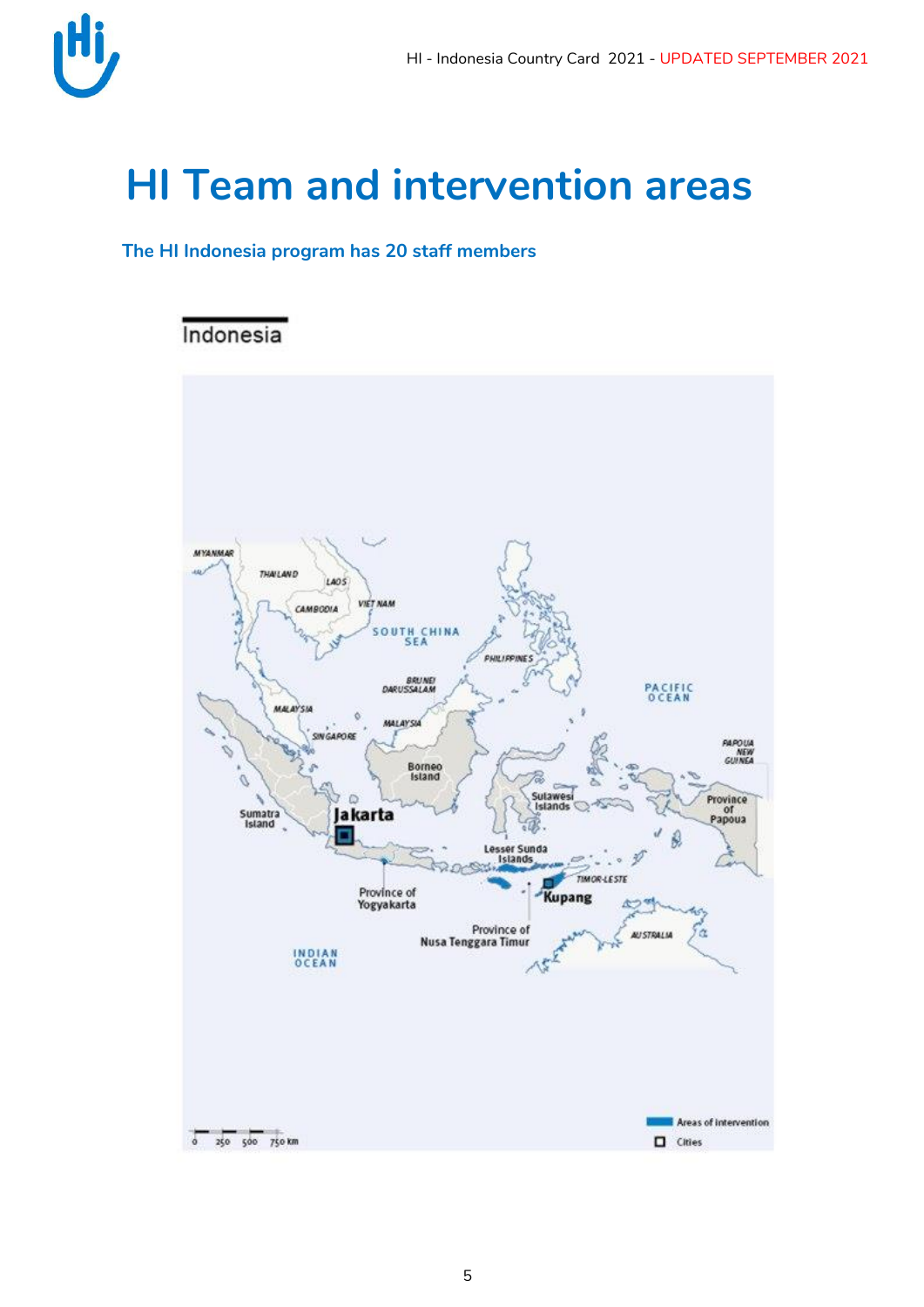# HI Team and intervention areas

**The HI Indonesia program has 20 staff members**

Indonesia

MYANMAR

THAILAND

LAOS

CAMBODIA

VIET NAM

SOUTH CHINA SEA

PHILIPPINES

BRUNEI DARUSSALAM

MALAYSIA

SINGAPORE

MALAYSIA

PACIFIC OCEAN

Borneo Island

PAPOUA NEW GUINEA

Sulawesi Islands

Province of Papoua

Sumatra Island

Jakarta

Lesser Sunda Islands

TIMOR-LESTE

Province of Yogyakarta

Kupang

Province of Nusa Tenggara Timur

AUSTRALIA

INDIAN OCEAN

0 250 500 750 km

Areas of intervention

Cities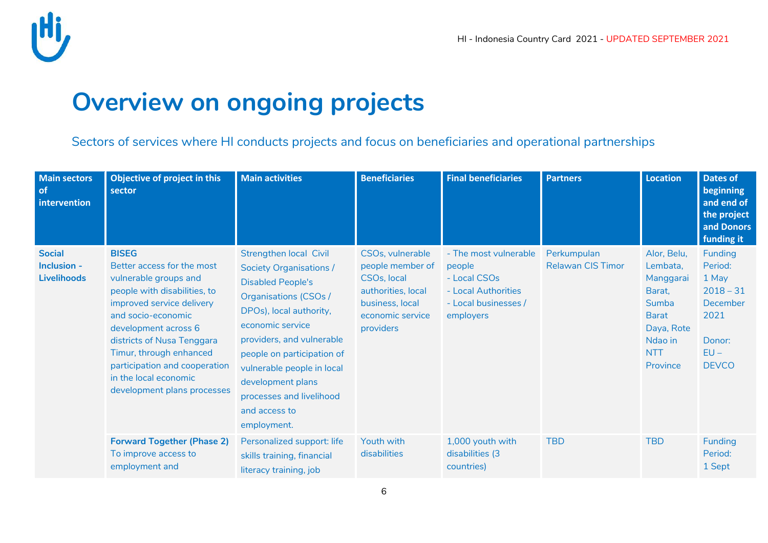# Overview on ongoing projects

Sectors of services where HI conducts projects and focus on beneficiaries and operational partnerships

| Main sectors of intervention | Objective of project in this sector | Main activities | Beneficiaries | Final beneficiaries | Partners | Location | Dates of beginning and end of the project and Donors funding it |
|---|---|---|---|---|---|---|---|
| **Social Inclusion - Livelihoods** | **BISEG**<br>Better access for the most vulnerable groups and people with disabilities, to improved service delivery and socio-economic development across 6 districts of Nusa Tenggara Timur, through enhanced participation and cooperation in the local economic development plans processes | Strengthen local Civil Society Organisations / Disabled People's Organisations (CSOs / DPOs), local authority, economic service providers, and vulnerable people on participation of vulnerable people in local development plans processes and livelihood and access to employment. | CSOs, vulnerable people member of CSOs, local authorities, local business, local economic service providers | - The most vulnerable people<br>- Local CSOs<br>- Local Authorities<br>- Local businesses / employers | Perkumpulan Relawan CIS Timor | Alor, Belu, Lembata, Manggarai Barat, Sumba Barat Daya, Rote Ndao in NTT Province | Funding Period:<br>1 May 2018 – 31 December 2021<br><br>Donor:<br>EU – DEVCO |
| | **Forward Together (Phase 2)**<br>To improve access to employment and | Personalized support: life skills training, financial literacy training, job | Youth with disabilities | 1,000 youth with disabilities (3 countries) | TBD | TBD | Funding Period:<br>1 Sept |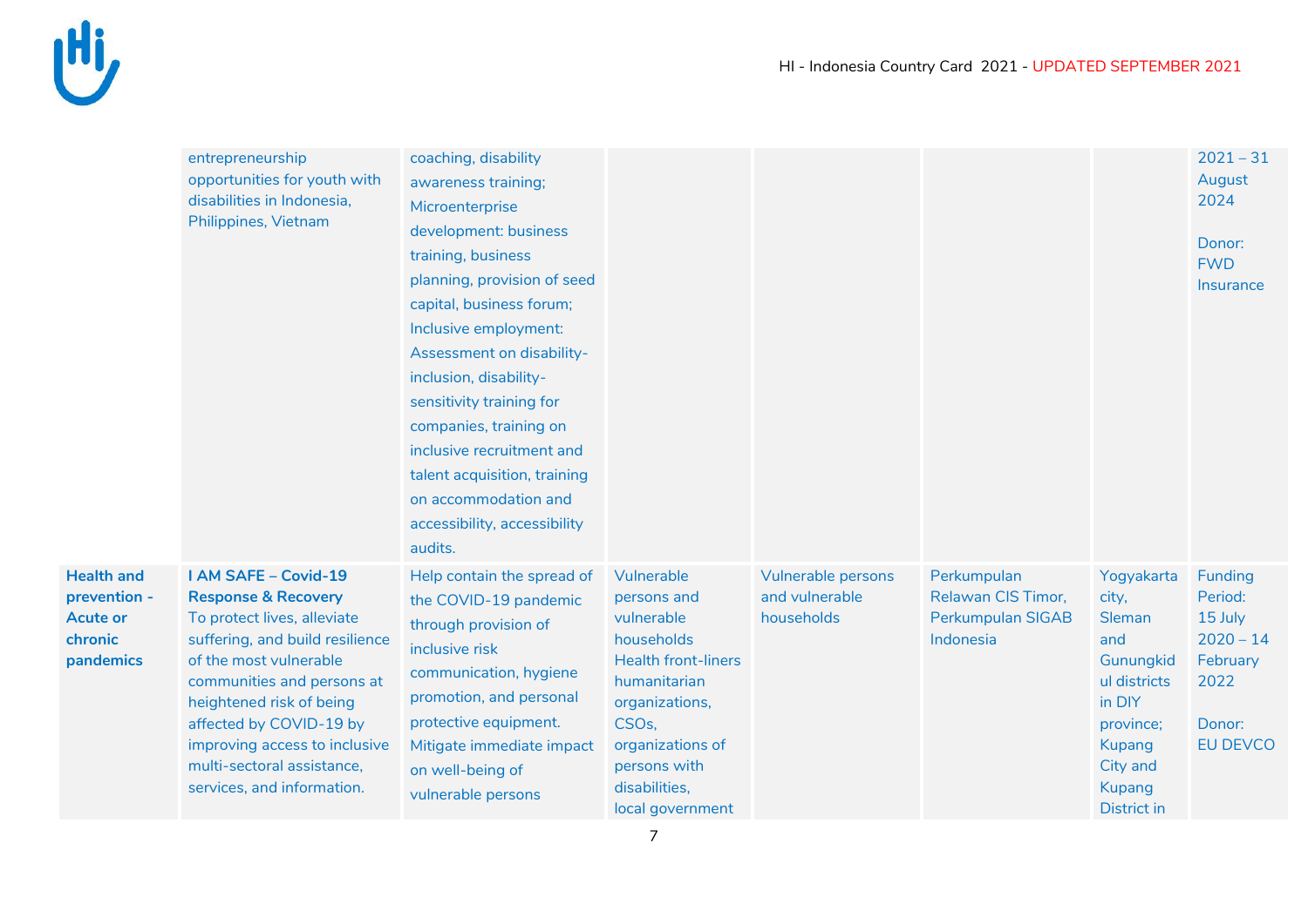| | | | | | | | |
|---|---|---|---|---|---|---|---|
| | entrepreneurship opportunities for youth with disabilities in Indonesia, Philippines, Vietnam | coaching, disability awareness training; Microenterprise development: business training, business planning, provision of seed capital, business forum; Inclusive employment: Assessment on disability-inclusion, disability-sensitivity training for companies, training on inclusive recruitment and talent acquisition, training on accommodation and accessibility, accessibility audits. | | | | | 2021 – 31 August 2024<br><br>Donor: FWD Insurance |
| **Health and prevention - Acute or chronic pandemics** | **I AM SAFE – Covid-19 Response & Recovery**<br>To protect lives, alleviate suffering, and build resilience of the most vulnerable communities and persons at heightened risk of being affected by COVID-19 by improving access to inclusive multi-sectoral assistance, services, and information. | Help contain the spread of the COVID-19 pandemic through provision of inclusive risk communication, hygiene promotion, and personal protective equipment. Mitigate immediate impact on well-being of vulnerable persons | Vulnerable persons and vulnerable households Health front-liners humanitarian organizations, CSOs, organizations of persons with disabilities, local government | Vulnerable persons and vulnerable households | Perkumpulan Relawan CIS Timor, Perkumpulan SIGAB Indonesia | Yogyakarta city, Sleman and Gunungkidul districts in DIY province; Kupang City and Kupang District in | Funding Period: 15 July 2020 – 14 February 2022<br><br>Donor: EU DEVCO |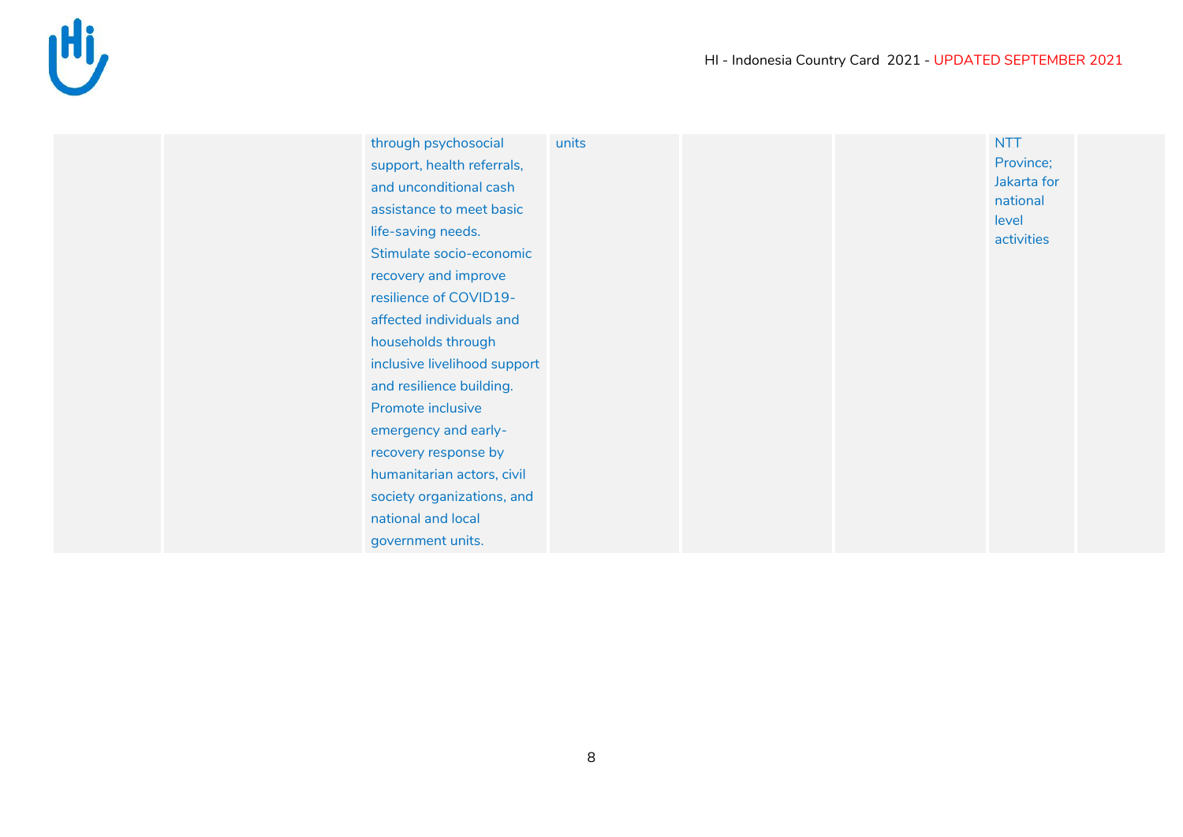| | | | | | | | |
|---|---|---|---|---|---|---|---|
| | | through psychosocial support, health referrals, and unconditional cash assistance to meet basic life-saving needs. Stimulate socio-economic recovery and improve resilience of COVID19-affected individuals and households through inclusive livelihood support and resilience building. Promote inclusive emergency and early-recovery response by humanitarian actors, civil society organizations, and national and local government units. | units | | | NTT Province; Jakarta for national level activities | |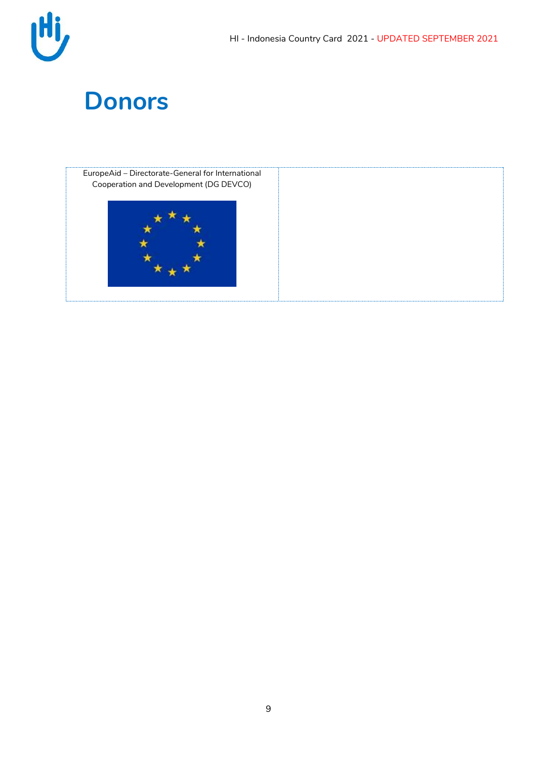# Donors

| | |
|---|---|
| EuropeAid – Directorate-General for International Cooperation and Development (DG DEVCO) | |